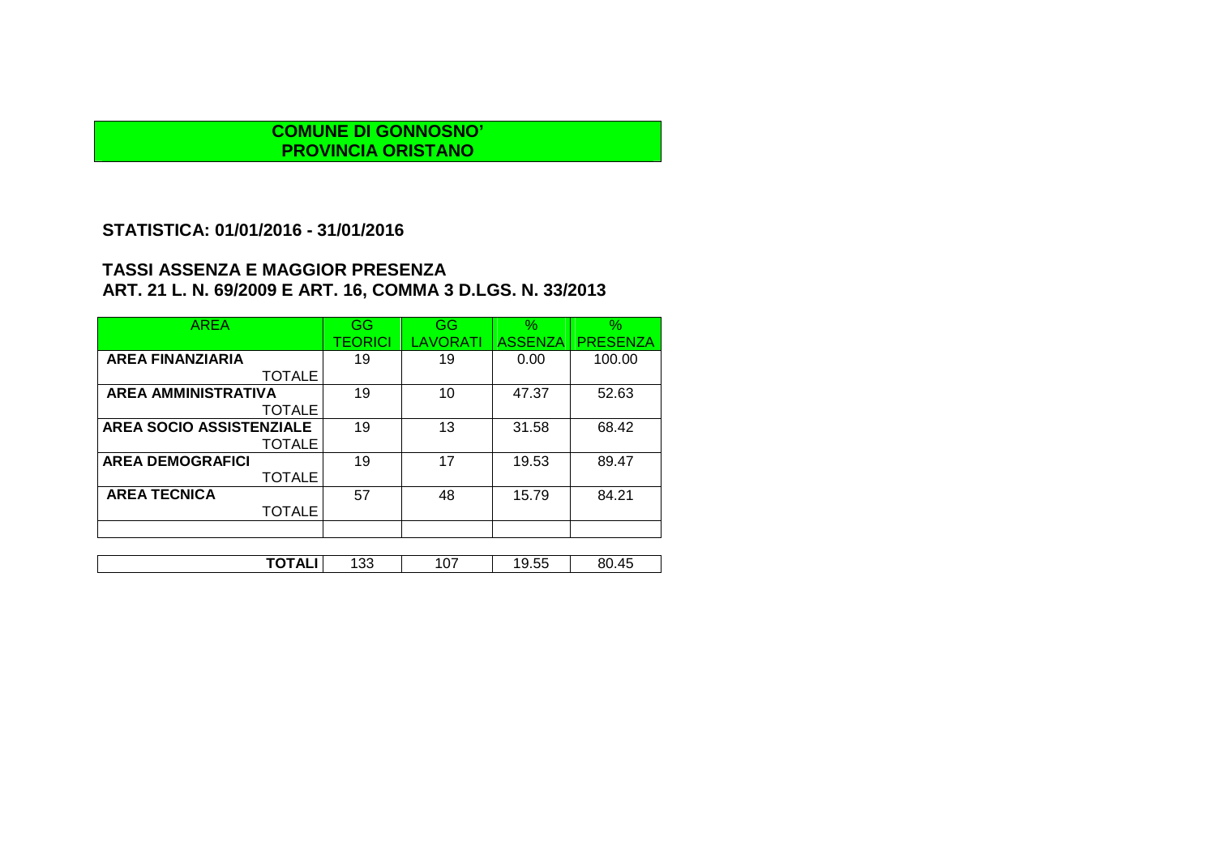**COMUNE DI GONNOSNO'**
**PROVINCIA ORISTANO**

## STATISTICA: 01/01/2016 - 31/01/2016

## TASSI ASSENZA E MAGGIOR PRESENZA
## ART. 21 L. N. 69/2009 E ART. 16, COMMA 3 D.LGS. N. 33/2013

| AREA | GG TEORICI | GG LAVORATI | % ASSENZA | % PRESENZA |
|---|---|---|---|---|
| **AREA FINANZIARIA** TOTALE | 19 | 19 | 0.00 | 100.00 |
| **AREA AMMINISTRATIVA** TOTALE | 19 | 10 | 47.37 | 52.63 |
| **AREA SOCIO ASSISTENZIALE** TOTALE | 19 | 13 | 31.58 | 68.42 |
| **AREA DEMOGRAFICI** TOTALE | 19 | 17 | 19.53 | 89.47 |
| **AREA TECNICA** TOTALE | 57 | 48 | 15.79 | 84.21 |
| | | | | |
| **TOTALI** | 133 | 107 | 19.55 | 80.45 |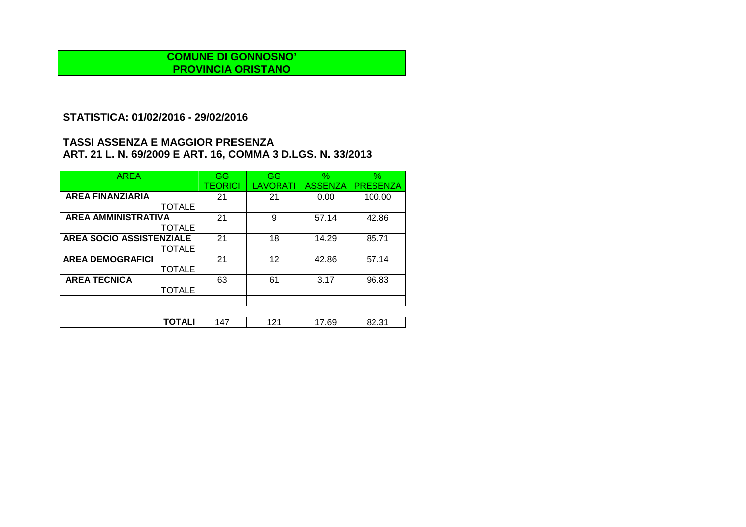**COMUNE DI GONNOSNO'**
**PROVINCIA ORISTANO**

## STATISTICA: 01/02/2016 - 29/02/2016

## TASSI ASSENZA E MAGGIOR PRESENZA
## ART. 21 L. N. 69/2009 E ART. 16, COMMA 3 D.LGS. N. 33/2013

| AREA | GG TEORICI | GG LAVORATI | % ASSENZA | % PRESENZA |
|---|---|---|---|---|
| **AREA FINANZIARIA** TOTALE | 21 | 21 | 0.00 | 100.00 |
| **AREA AMMINISTRATIVA** TOTALE | 21 | 9 | 57.14 | 42.86 |
| **AREA SOCIO ASSISTENZIALE** TOTALE | 21 | 18 | 14.29 | 85.71 |
| **AREA DEMOGRAFICI** TOTALE | 21 | 12 | 42.86 | 57.14 |
| **AREA TECNICA** TOTALE | 63 | 61 | 3.17 | 96.83 |
| | | | | |
| **TOTALI** | 147 | 121 | 17.69 | 82.31 |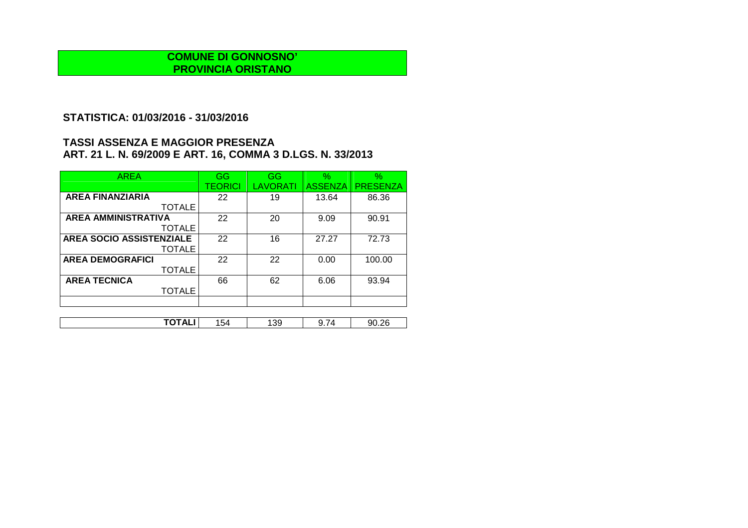**COMUNE DI GONNOSNO'**
**PROVINCIA ORISTANO**

## STATISTICA: 01/03/2016 - 31/03/2016

## TASSI ASSENZA E MAGGIOR PRESENZA
## ART. 21 L. N. 69/2009 E ART. 16, COMMA 3 D.LGS. N. 33/2013

| AREA | GG TEORICI | GG LAVORATI | % ASSENZA | % PRESENZA |
|---|---|---|---|---|
| **AREA FINANZIARIA** TOTALE | 22 | 19 | 13.64 | 86.36 |
| **AREA AMMINISTRATIVA** TOTALE | 22 | 20 | 9.09 | 90.91 |
| **AREA SOCIO ASSISTENZIALE** TOTALE | 22 | 16 | 27.27 | 72.73 |
| **AREA DEMOGRAFICI** TOTALE | 22 | 22 | 0.00 | 100.00 |
| **AREA TECNICA** TOTALE | 66 | 62 | 6.06 | 93.94 |
| | | | | |
| **TOTALI** | 154 | 139 | 9.74 | 90.26 |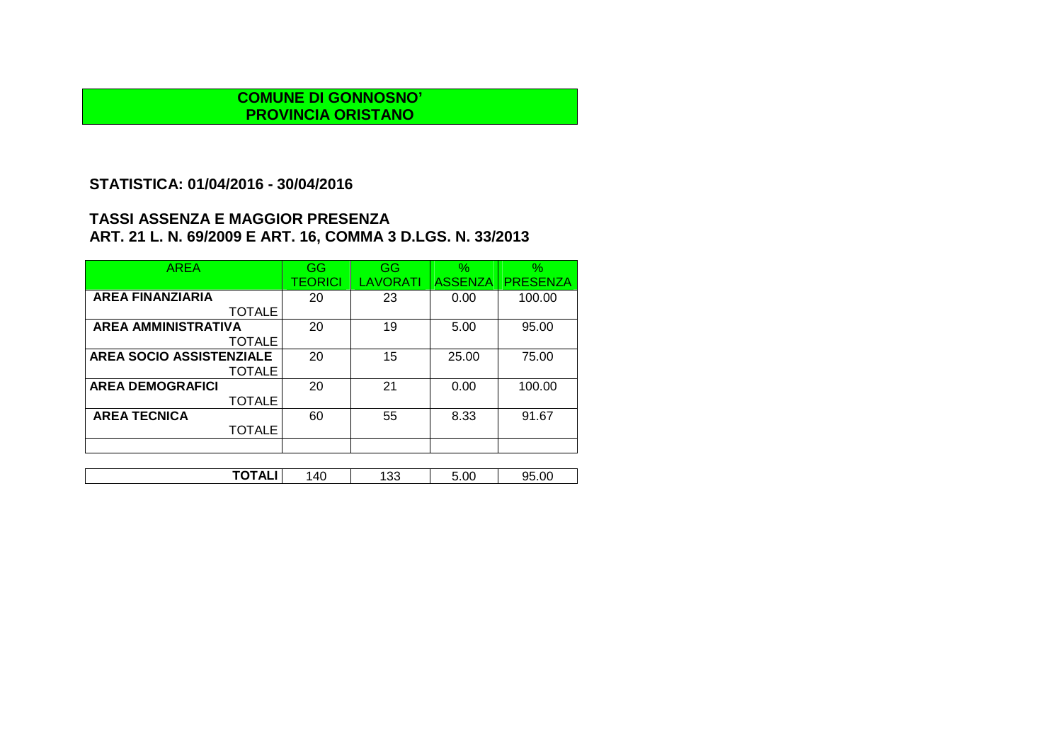**COMUNE DI GONNOSNO'**
**PROVINCIA ORISTANO**

## STATISTICA: 01/04/2016 - 30/04/2016

## TASSI ASSENZA E MAGGIOR PRESENZA
## ART. 21 L. N. 69/2009 E ART. 16, COMMA 3 D.LGS. N. 33/2013

| AREA | GG TEORICI | GG LAVORATI | % ASSENZA | % PRESENZA |
|---|---|---|---|---|
| **AREA FINANZIARIA** TOTALE | 20 | 23 | 0.00 | 100.00 |
| **AREA AMMINISTRATIVA** TOTALE | 20 | 19 | 5.00 | 95.00 |
| **AREA SOCIO ASSISTENZIALE** TOTALE | 20 | 15 | 25.00 | 75.00 |
| **AREA DEMOGRAFICI** TOTALE | 20 | 21 | 0.00 | 100.00 |
| **AREA TECNICA** TOTALE | 60 | 55 | 8.33 | 91.67 |
| | | | | |
| **TOTALI** | 140 | 133 | 5.00 | 95.00 |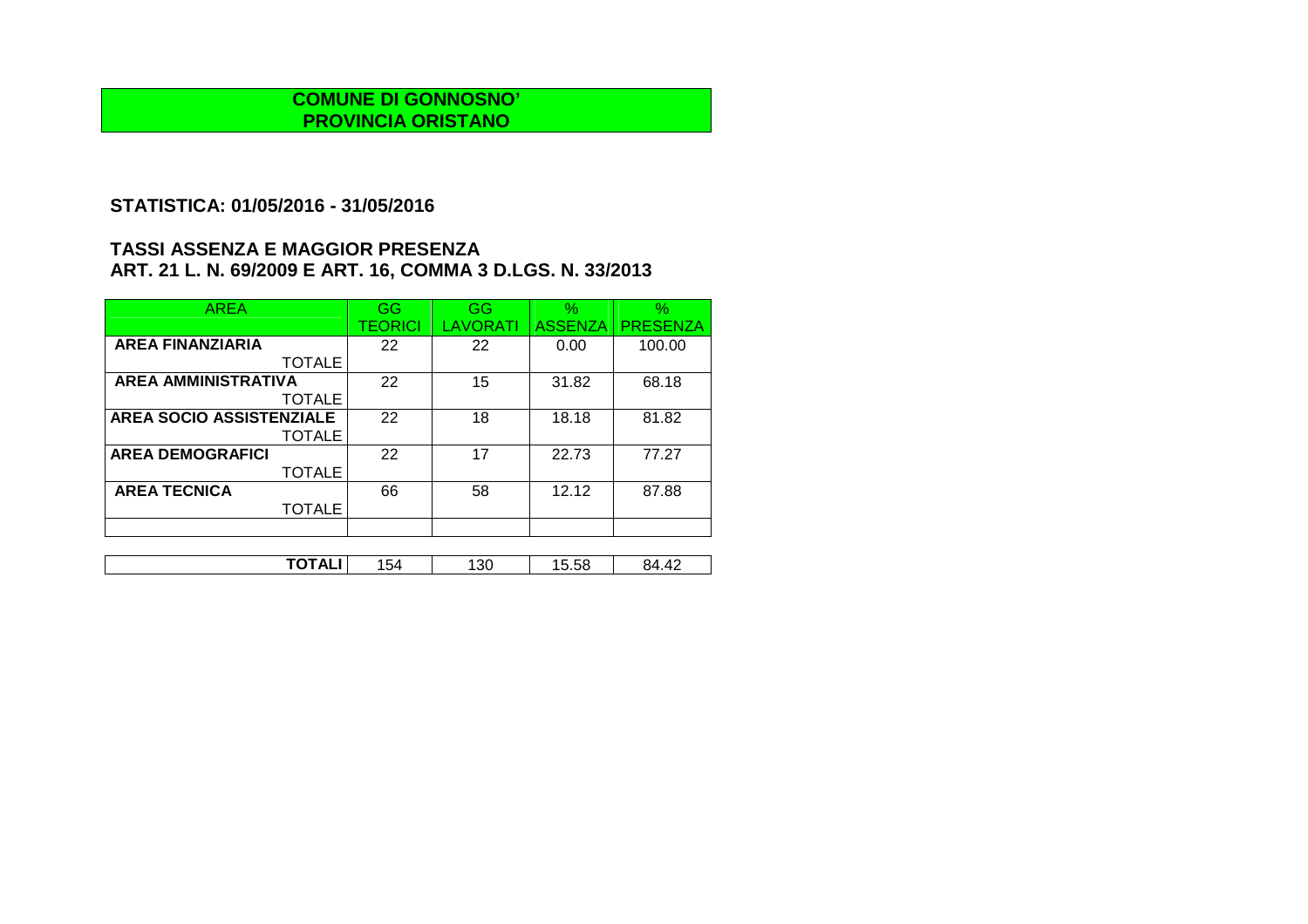**COMUNE DI GONNOSNO'**
**PROVINCIA ORISTANO**

## STATISTICA: 01/05/2016 - 31/05/2016

## TASSI ASSENZA E MAGGIOR PRESENZA
## ART. 21 L. N. 69/2009 E ART. 16, COMMA 3 D.LGS. N. 33/2013

| AREA | GG TEORICI | GG LAVORATI | % ASSENZA | % PRESENZA |
|---|---|---|---|---|
| **AREA FINANZIARIA** TOTALE | 22 | 22 | 0.00 | 100.00 |
| **AREA AMMINISTRATIVA** TOTALE | 22 | 15 | 31.82 | 68.18 |
| **AREA SOCIO ASSISTENZIALE** TOTALE | 22 | 18 | 18.18 | 81.82 |
| **AREA DEMOGRAFICI** TOTALE | 22 | 17 | 22.73 | 77.27 |
| **AREA TECNICA** TOTALE | 66 | 58 | 12.12 | 87.88 |
| | | | | |
| **TOTALI** | 154 | 130 | 15.58 | 84.42 |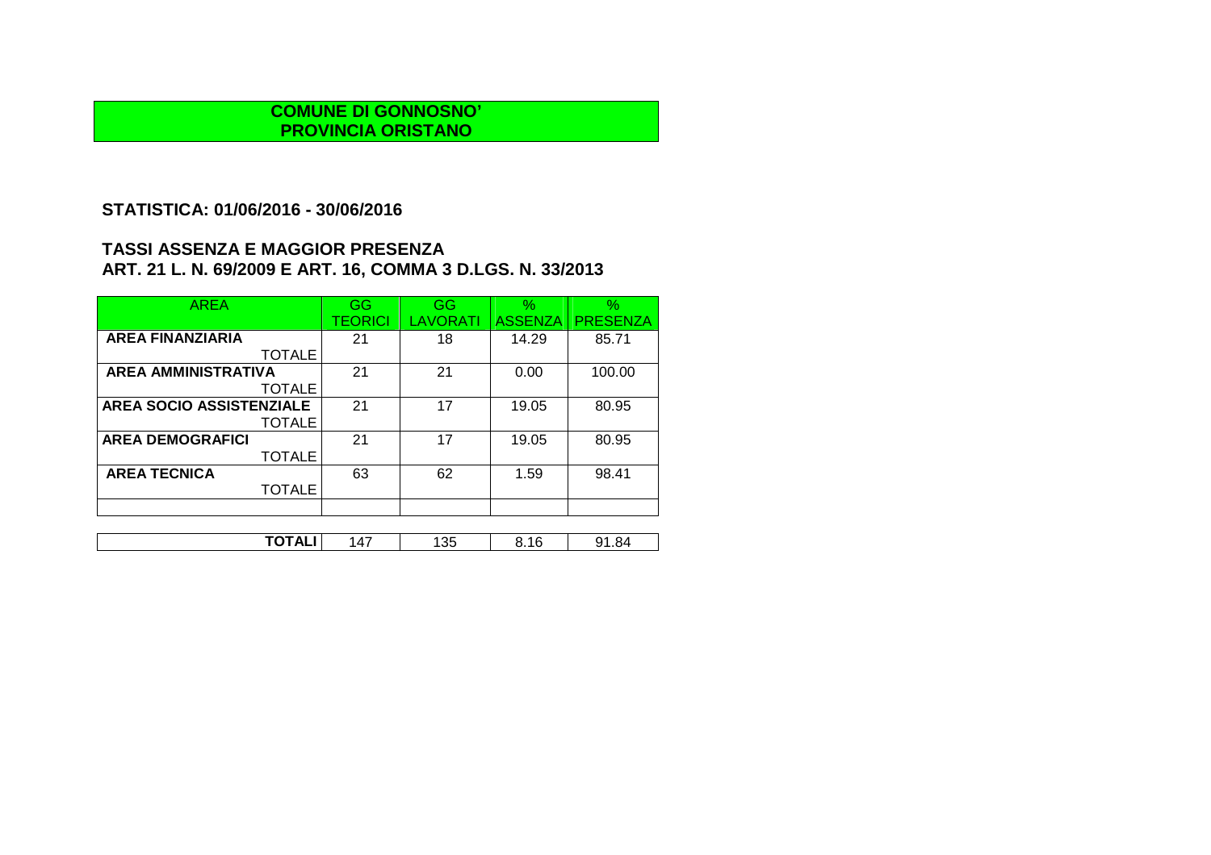**COMUNE DI GONNOSNO'**
**PROVINCIA ORISTANO**

## STATISTICA: 01/06/2016 - 30/06/2016

## TASSI ASSENZA E MAGGIOR PRESENZA
## ART. 21 L. N. 69/2009 E ART. 16, COMMA 3 D.LGS. N. 33/2013

| AREA | GG TEORICI | GG LAVORATI | % ASSENZA | % PRESENZA |
|---|---|---|---|---|
| **AREA FINANZIARIA** TOTALE | 21 | 18 | 14.29 | 85.71 |
| **AREA AMMINISTRATIVA** TOTALE | 21 | 21 | 0.00 | 100.00 |
| **AREA SOCIO ASSISTENZIALE** TOTALE | 21 | 17 | 19.05 | 80.95 |
| **AREA DEMOGRAFICI** TOTALE | 21 | 17 | 19.05 | 80.95 |
| **AREA TECNICA** TOTALE | 63 | 62 | 1.59 | 98.41 |
| | | | | |
| **TOTALI** | 147 | 135 | 8.16 | 91.84 |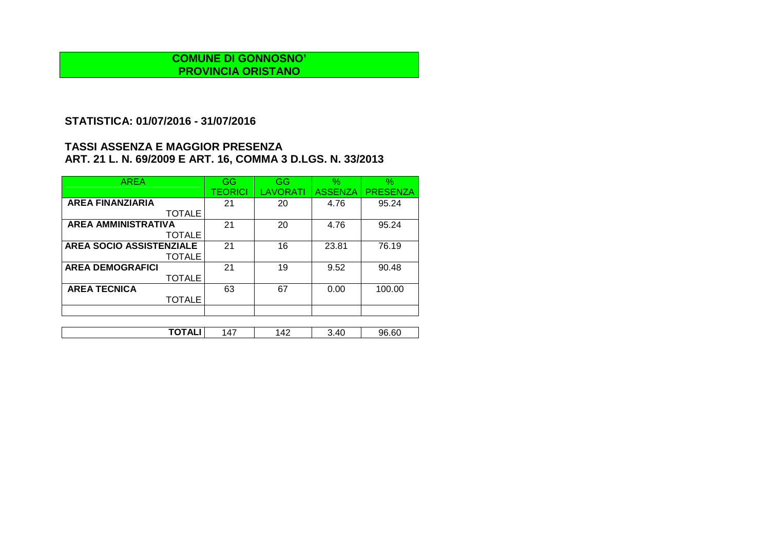**COMUNE DI GONNOSNO'**
**PROVINCIA ORISTANO**

## STATISTICA: 01/07/2016 - 31/07/2016

## TASSI ASSENZA E MAGGIOR PRESENZA
## ART. 21 L. N. 69/2009 E ART. 16, COMMA 3 D.LGS. N. 33/2013

| AREA | GG TEORICI | GG LAVORATI | % ASSENZA | % PRESENZA |
|---|---|---|---|---|
| **AREA FINANZIARIA** TOTALE | 21 | 20 | 4.76 | 95.24 |
| **AREA AMMINISTRATIVA** TOTALE | 21 | 20 | 4.76 | 95.24 |
| **AREA SOCIO ASSISTENZIALE** TOTALE | 21 | 16 | 23.81 | 76.19 |
| **AREA DEMOGRAFICI** TOTALE | 21 | 19 | 9.52 | 90.48 |
| **AREA TECNICA** TOTALE | 63 | 67 | 0.00 | 100.00 |
| | | | | |
| **TOTALI** | 147 | 142 | 3.40 | 96.60 |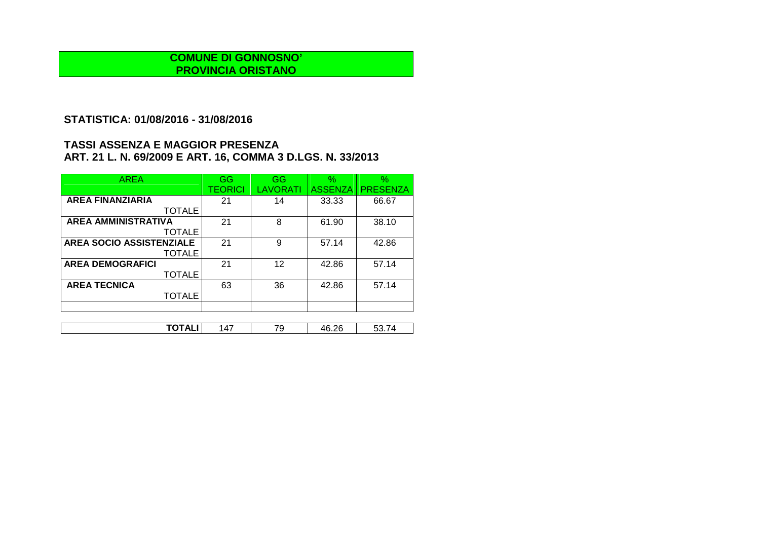**COMUNE DI GONNOSNO'**
**PROVINCIA ORISTANO**

## STATISTICA: 01/08/2016 - 31/08/2016

## TASSI ASSENZA E MAGGIOR PRESENZA
## ART. 21 L. N. 69/2009 E ART. 16, COMMA 3 D.LGS. N. 33/2013

| AREA | GG TEORICI | GG LAVORATI | % ASSENZA | % PRESENZA |
|---|---|---|---|---|
| **AREA FINANZIARIA** TOTALE | 21 | 14 | 33.33 | 66.67 |
| **AREA AMMINISTRATIVA** TOTALE | 21 | 8 | 61.90 | 38.10 |
| **AREA SOCIO ASSISTENZIALE** TOTALE | 21 | 9 | 57.14 | 42.86 |
| **AREA DEMOGRAFICI** TOTALE | 21 | 12 | 42.86 | 57.14 |
| **AREA TECNICA** TOTALE | 63 | 36 | 42.86 | 57.14 |
| | | | | |
| **TOTALI** | 147 | 79 | 46.26 | 53.74 |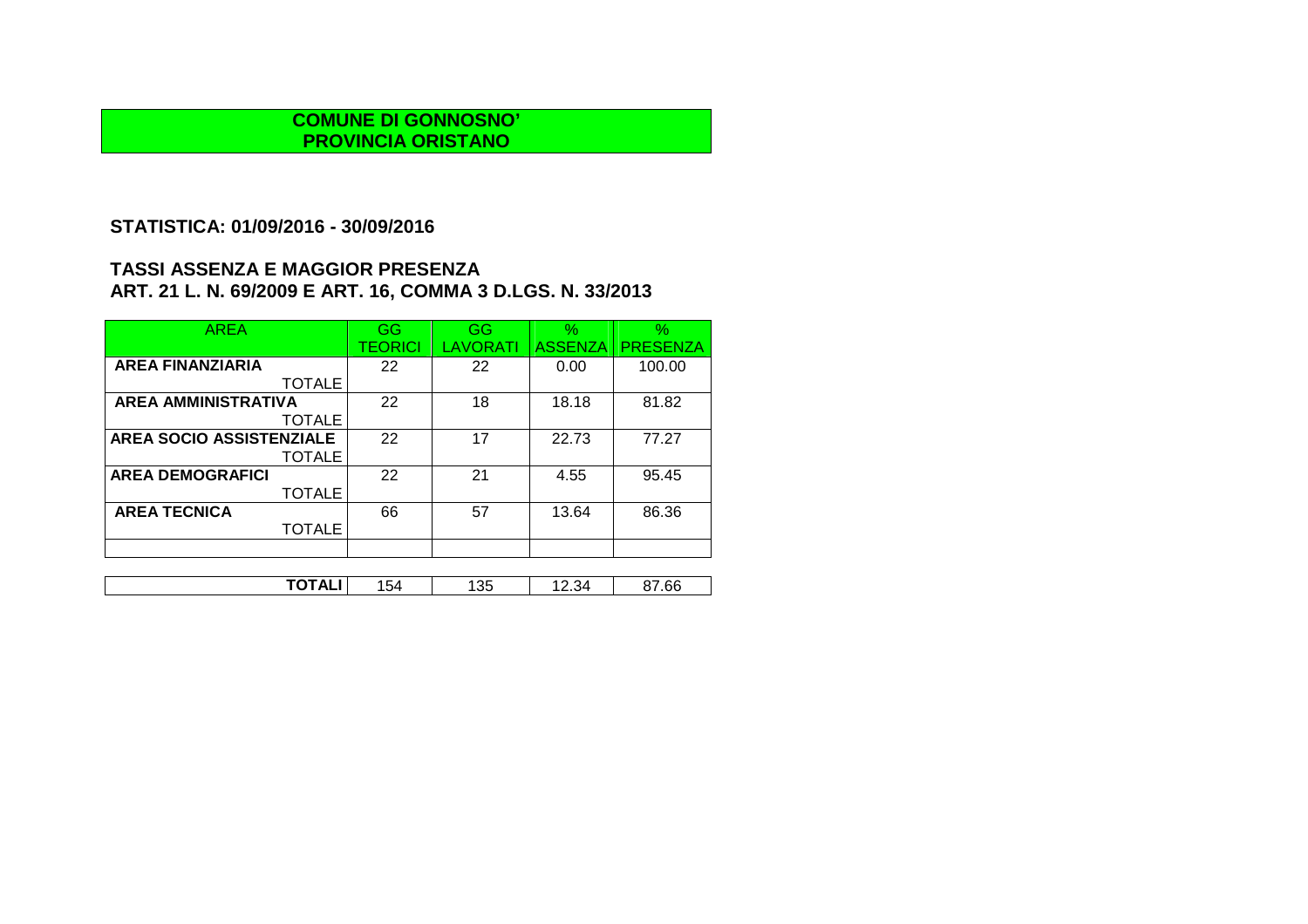**COMUNE DI GONNOSNO'**
**PROVINCIA ORISTANO**

## STATISTICA: 01/09/2016 - 30/09/2016

## TASSI ASSENZA E MAGGIOR PRESENZA
## ART. 21 L. N. 69/2009 E ART. 16, COMMA 3 D.LGS. N. 33/2013

| AREA | GG TEORICI | GG LAVORATI | % ASSENZA | % PRESENZA |
|---|---|---|---|---|
| **AREA FINANZIARIA** TOTALE | 22 | 22 | 0.00 | 100.00 |
| **AREA AMMINISTRATIVA** TOTALE | 22 | 18 | 18.18 | 81.82 |
| **AREA SOCIO ASSISTENZIALE** TOTALE | 22 | 17 | 22.73 | 77.27 |
| **AREA DEMOGRAFICI** TOTALE | 22 | 21 | 4.55 | 95.45 |
| **AREA TECNICA** TOTALE | 66 | 57 | 13.64 | 86.36 |
| | | | | |
| **TOTALI** | 154 | 135 | 12.34 | 87.66 |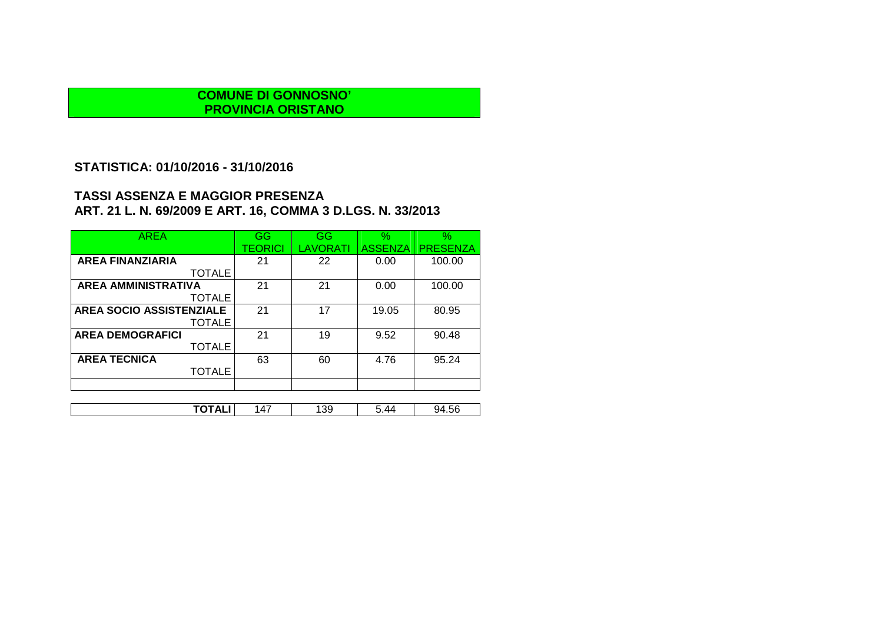**COMUNE DI GONNOSNO'**
**PROVINCIA ORISTANO**

**STATISTICA: 01/10/2016 - 31/10/2016**

**TASSI ASSENZA E MAGGIOR PRESENZA**
**ART. 21 L. N. 69/2009 E ART. 16, COMMA 3 D.LGS. N. 33/2013**

| AREA | GG TEORICI | GG LAVORATI | % ASSENZA | % PRESENZA |
|---|---|---|---|---|
| **AREA FINANZIARIA** TOTALE | 21 | 22 | 0.00 | 100.00 |
| **AREA AMMINISTRATIVA** TOTALE | 21 | 21 | 0.00 | 100.00 |
| **AREA SOCIO ASSISTENZIALE** TOTALE | 21 | 17 | 19.05 | 80.95 |
| **AREA DEMOGRAFICI** TOTALE | 21 | 19 | 9.52 | 90.48 |
| **AREA TECNICA** TOTALE | 63 | 60 | 4.76 | 95.24 |
| | | | | |
| **TOTALI** | 147 | 139 | 5.44 | 94.56 |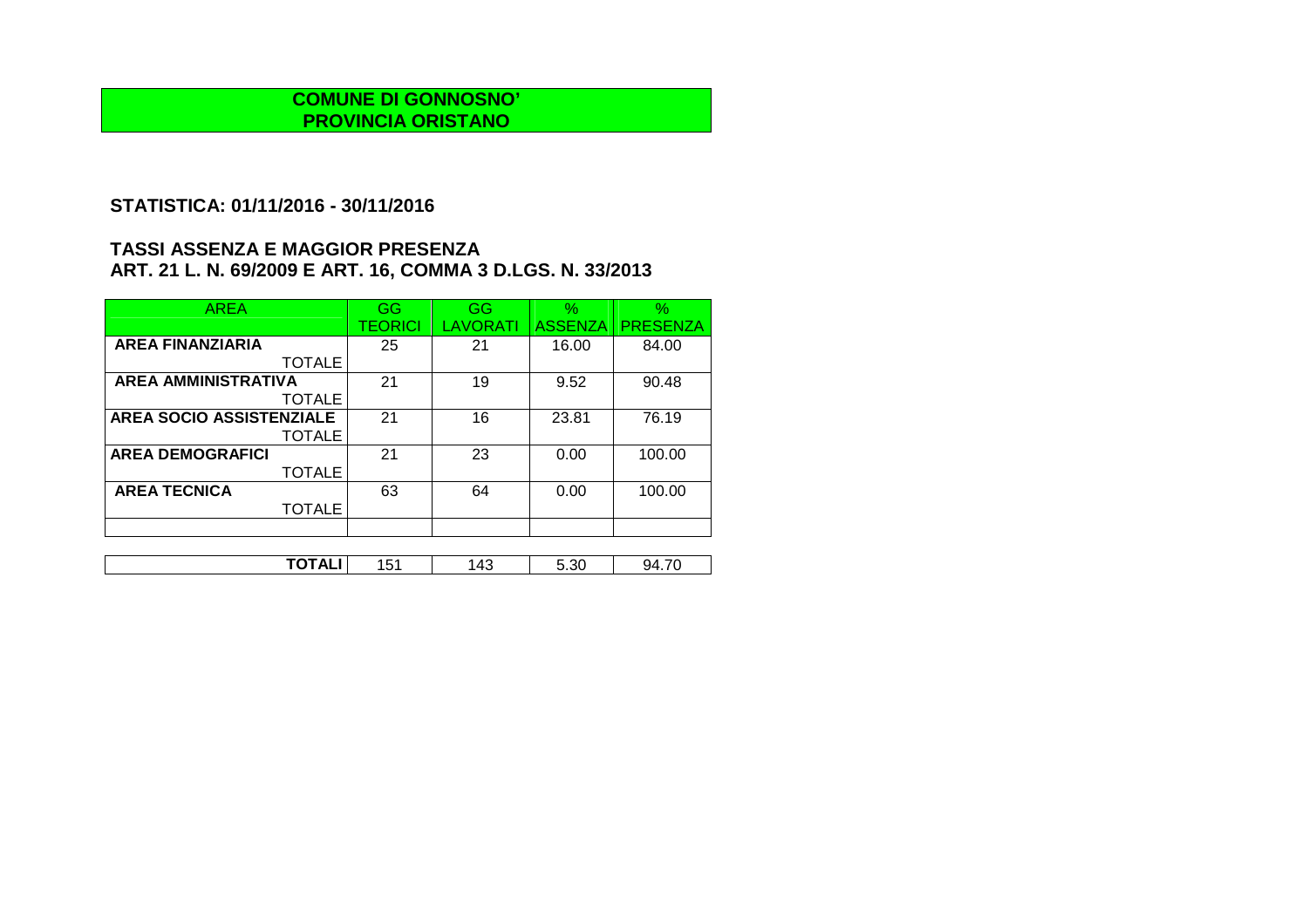**COMUNE DI GONNOSNO'**
**PROVINCIA ORISTANO**

**STATISTICA: 01/11/2016 - 30/11/2016**

**TASSI ASSENZA E MAGGIOR PRESENZA**
**ART. 21 L. N. 69/2009 E ART. 16, COMMA 3 D.LGS. N. 33/2013**

| AREA | GG TEORICI | GG LAVORATI | % ASSENZA | % PRESENZA |
|---|---|---|---|---|
| **AREA FINANZIARIA** TOTALE | 25 | 21 | 16.00 | 84.00 |
| **AREA AMMINISTRATIVA** TOTALE | 21 | 19 | 9.52 | 90.48 |
| **AREA SOCIO ASSISTENZIALE** TOTALE | 21 | 16 | 23.81 | 76.19 |
| **AREA DEMOGRAFICI** TOTALE | 21 | 23 | 0.00 | 100.00 |
| **AREA TECNICA** TOTALE | 63 | 64 | 0.00 | 100.00 |
| | | | | |
| **TOTALI** | 151 | 143 | 5.30 | 94.70 |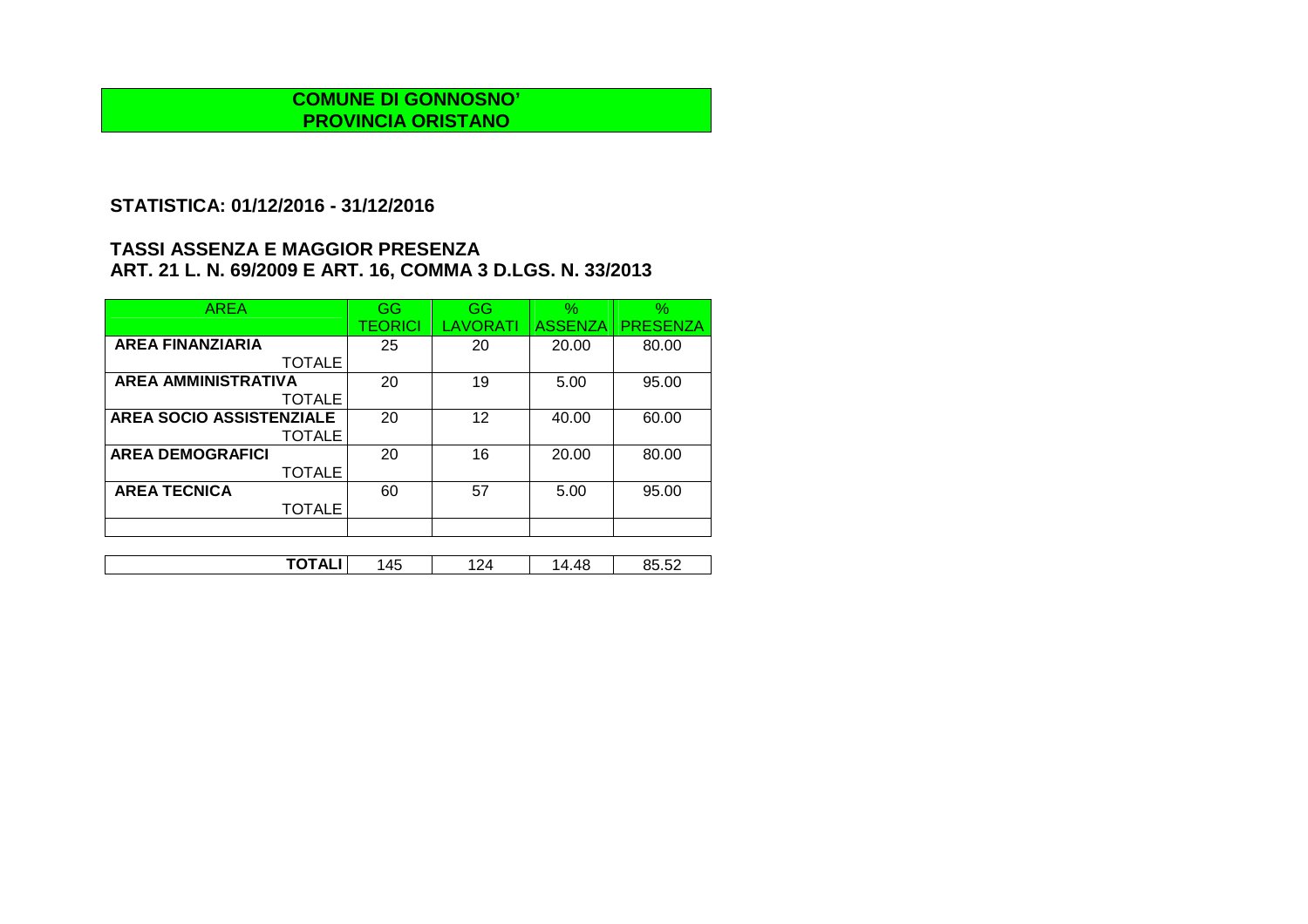**COMUNE DI GONNOSNO'**
**PROVINCIA ORISTANO**

## STATISTICA: 01/12/2016 - 31/12/2016

## TASSI ASSENZA E MAGGIOR PRESENZA
## ART. 21 L. N. 69/2009 E ART. 16, COMMA 3 D.LGS. N. 33/2013

| AREA | GG TEORICI | GG LAVORATI | % ASSENZA | % PRESENZA |
|---|---|---|---|---|
| **AREA FINANZIARIA** TOTALE | 25 | 20 | 20.00 | 80.00 |
| **AREA AMMINISTRATIVA** TOTALE | 20 | 19 | 5.00 | 95.00 |
| **AREA SOCIO ASSISTENZIALE** TOTALE | 20 | 12 | 40.00 | 60.00 |
| **AREA DEMOGRAFICI** TOTALE | 20 | 16 | 20.00 | 80.00 |
| **AREA TECNICA** TOTALE | 60 | 57 | 5.00 | 95.00 |
| | | | | |
| **TOTALI** | 145 | 124 | 14.48 | 85.52 |